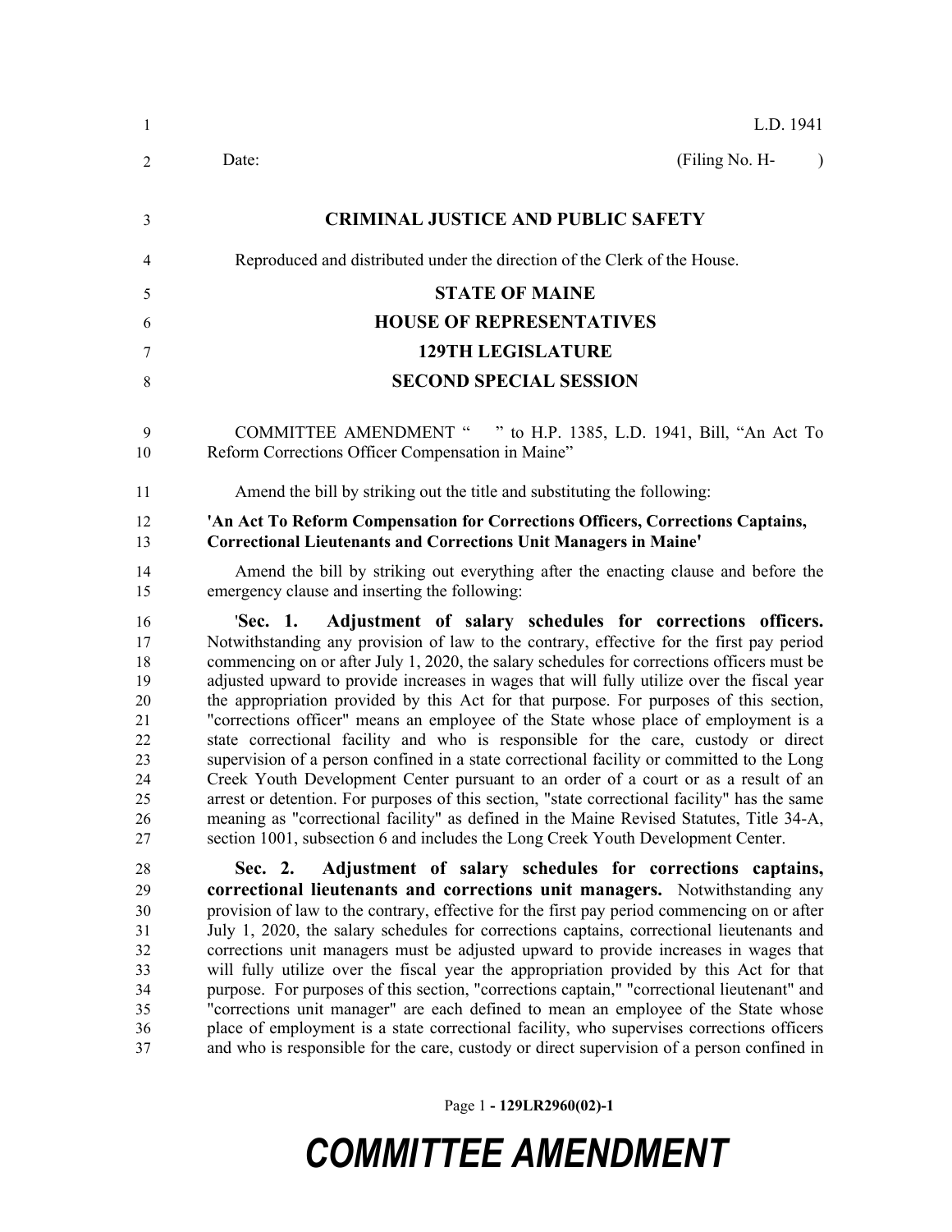L.D. 1941

Date: (Filing No. H- )

**CRIMINAL JUSTICE AND PUBLIC SAFETY**

Reproduced and distributed under the direction of the Clerk of the House.

**STATE OF MAINE**

**HOUSE OF REPRESENTATIVES**

**129TH LEGISLATURE**

**SECOND SPECIAL SESSION**

COMMITTEE AMENDMENT " " to H.P. 1385, L.D. 1941, Bill, "An Act To Reform Corrections Officer Compensation in Maine"

Amend the bill by striking out the title and substituting the following:

**'An Act To Reform Compensation for Corrections Officers, Corrections Captains, Correctional Lieutenants and Corrections Unit Managers in Maine'**

Amend the bill by striking out everything after the enacting clause and before the emergency clause and inserting the following:

'**Sec. 1. Adjustment of salary schedules for corrections officers.** Notwithstanding any provision of law to the contrary, effective for the first pay period commencing on or after July 1, 2020, the salary schedules for corrections officers must be adjusted upward to provide increases in wages that will fully utilize over the fiscal year the appropriation provided by this Act for that purpose. For purposes of this section, "corrections officer" means an employee of the State whose place of employment is a state correctional facility and who is responsible for the care, custody or direct supervision of a person confined in a state correctional facility or committed to the Long Creek Youth Development Center pursuant to an order of a court or as a result of an arrest or detention. For purposes of this section, "state correctional facility" has the same meaning as "correctional facility" as defined in the Maine Revised Statutes, Title 34-A, section 1001, subsection 6 and includes the Long Creek Youth Development Center.

**Sec. 2. Adjustment of salary schedules for corrections captains, correctional lieutenants and corrections unit managers.** Notwithstanding any provision of law to the contrary, effective for the first pay period commencing on or after July 1, 2020, the salary schedules for corrections captains, correctional lieutenants and corrections unit managers must be adjusted upward to provide increases in wages that will fully utilize over the fiscal year the appropriation provided by this Act for that purpose. For purposes of this section, "corrections captain," "correctional lieutenant" and "corrections unit manager" are each defined to mean an employee of the State whose place of employment is a state correctional facility, who supervises corrections officers and who is responsible for the care, custody or direct supervision of a person confined in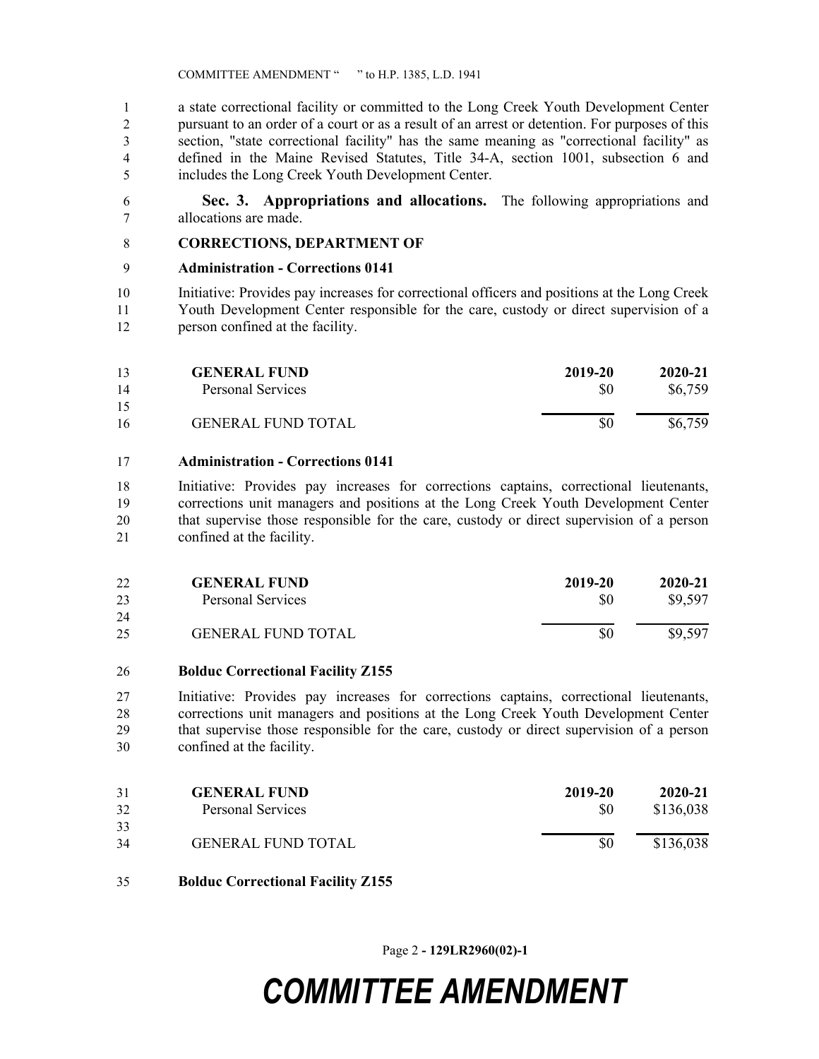a state correctional facility or committed to the Long Creek Youth Development Center pursuant to an order of a court or as a result of an arrest or detention. For purposes of this section, "state correctional facility" has the same meaning as "correctional facility" as defined in the Maine Revised Statutes, Title 34-A, section 1001, subsection 6 and includes the Long Creek Youth Development Center.

**Sec. 3. Appropriations and allocations.** The following appropriations and allocations are made.

**CORRECTIONS, DEPARTMENT OF**

**Administration - Corrections 0141**

Initiative: Provides pay increases for correctional officers and positions at the Long Creek Youth Development Center responsible for the care, custody or direct supervision of a person confined at the facility.

| **GENERAL FUND** | **2019-20** | **2020-21** |
|---|---|---|
| Personal Services | $0 | $6,759 |
| GENERAL FUND TOTAL | $0 | $6,759 |

**Administration - Corrections 0141**

Initiative: Provides pay increases for corrections captains, correctional lieutenants, corrections unit managers and positions at the Long Creek Youth Development Center that supervise those responsible for the care, custody or direct supervision of a person confined at the facility.

| **GENERAL FUND** | **2019-20** | **2020-21** |
|---|---|---|
| Personal Services | $0 | $9,597 |
| GENERAL FUND TOTAL | $0 | $9,597 |

**Bolduc Correctional Facility Z155**

Initiative: Provides pay increases for corrections captains, correctional lieutenants, corrections unit managers and positions at the Long Creek Youth Development Center that supervise those responsible for the care, custody or direct supervision of a person confined at the facility.

| **GENERAL FUND** | **2019-20** | **2020-21** |
|---|---|---|
| Personal Services | $0 | $136,038 |
| GENERAL FUND TOTAL | $0 | $136,038 |

**Bolduc Correctional Facility Z155**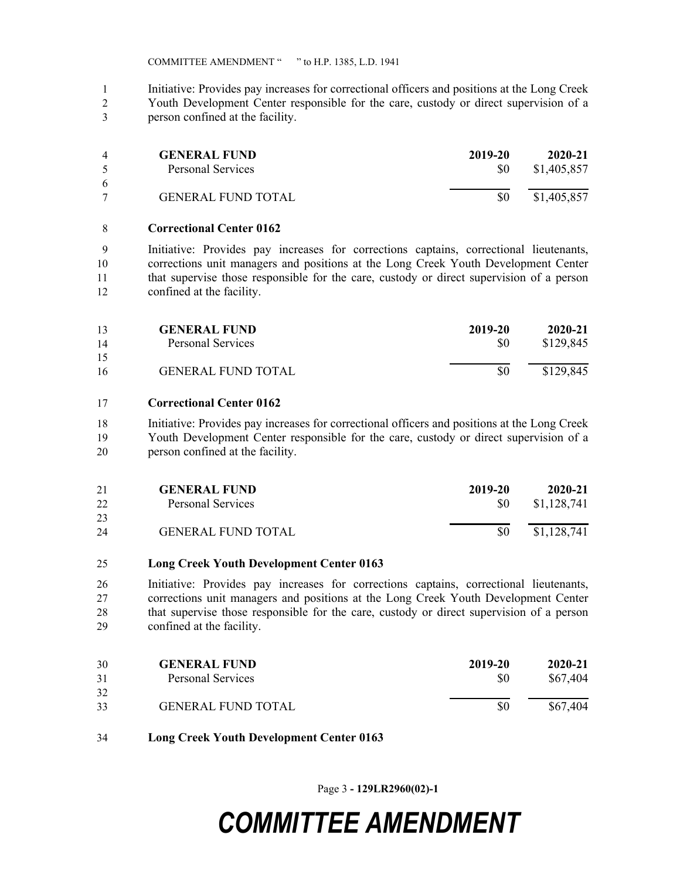Initiative: Provides pay increases for correctional officers and positions at the Long Creek Youth Development Center responsible for the care, custody or direct supervision of a person confined at the facility.

| GENERAL FUND | 2019-20 | 2020-21 |
| --- | --- | --- |
| Personal Services | $0 | $1,405,857 |
| GENERAL FUND TOTAL | $0 | $1,405,857 |

**Correctional Center 0162**

Initiative: Provides pay increases for corrections captains, correctional lieutenants, corrections unit managers and positions at the Long Creek Youth Development Center that supervise those responsible for the care, custody or direct supervision of a person confined at the facility.

| GENERAL FUND | 2019-20 | 2020-21 |
| --- | --- | --- |
| Personal Services | $0 | $129,845 |
| GENERAL FUND TOTAL | $0 | $129,845 |

**Correctional Center 0162**

Initiative: Provides pay increases for correctional officers and positions at the Long Creek Youth Development Center responsible for the care, custody or direct supervision of a person confined at the facility.

| GENERAL FUND | 2019-20 | 2020-21 |
| --- | --- | --- |
| Personal Services | $0 | $1,128,741 |
| GENERAL FUND TOTAL | $0 | $1,128,741 |

**Long Creek Youth Development Center 0163**

Initiative: Provides pay increases for corrections captains, correctional lieutenants, corrections unit managers and positions at the Long Creek Youth Development Center that supervise those responsible for the care, custody or direct supervision of a person confined at the facility.

| GENERAL FUND | 2019-20 | 2020-21 |
| --- | --- | --- |
| Personal Services | $0 | $67,404 |
| GENERAL FUND TOTAL | $0 | $67,404 |

**Long Creek Youth Development Center 0163**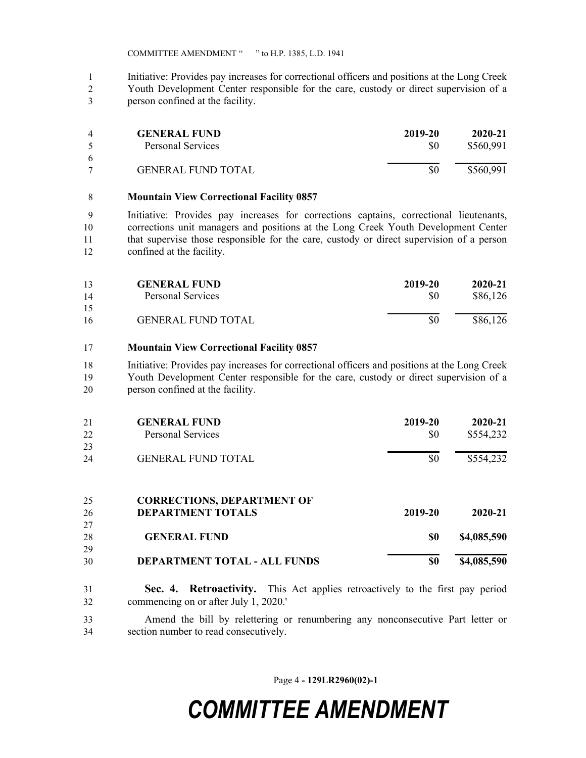Initiative: Provides pay increases for correctional officers and positions at the Long Creek Youth Development Center responsible for the care, custody or direct supervision of a person confined at the facility.

| GENERAL FUND | 2019-20 | 2020-21 |
|---|---|---|
| Personal Services | $0 | $560,991 |
| GENERAL FUND TOTAL | $0 | $560,991 |

**Mountain View Correctional Facility 0857**

Initiative: Provides pay increases for corrections captains, correctional lieutenants, corrections unit managers and positions at the Long Creek Youth Development Center that supervise those responsible for the care, custody or direct supervision of a person confined at the facility.

| GENERAL FUND | 2019-20 | 2020-21 |
|---|---|---|
| Personal Services | $0 | $86,126 |
| GENERAL FUND TOTAL | $0 | $86,126 |

**Mountain View Correctional Facility 0857**

Initiative: Provides pay increases for correctional officers and positions at the Long Creek Youth Development Center responsible for the care, custody or direct supervision of a person confined at the facility.

| GENERAL FUND | 2019-20 | 2020-21 |
|---|---|---|
| Personal Services | $0 | $554,232 |
| GENERAL FUND TOTAL | $0 | $554,232 |

| CORRECTIONS, DEPARTMENT OF DEPARTMENT TOTALS | 2019-20 | 2020-21 |
|---|---|---|
| **GENERAL FUND** | **$0** | **$4,085,590** |
| **DEPARTMENT TOTAL - ALL FUNDS** | **$0** | **$4,085,590** |

**Sec. 4. Retroactivity.** This Act applies retroactively to the first pay period commencing on or after July 1, 2020.'

Amend the bill by relettering or renumbering any nonconsecutive Part letter or section number to read consecutively.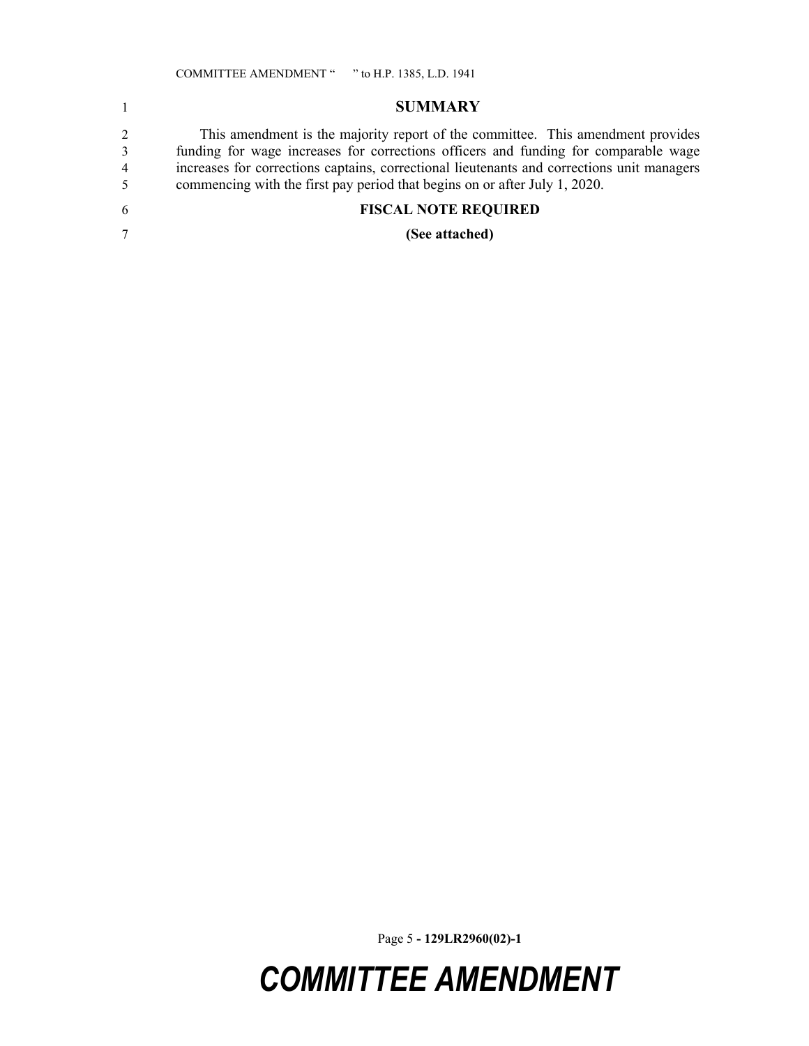## SUMMARY

This amendment is the majority report of the committee. This amendment provides funding for wage increases for corrections officers and funding for comparable wage increases for corrections captains, correctional lieutenants and corrections unit managers commencing with the first pay period that begins on or after July 1, 2020.

**FISCAL NOTE REQUIRED**

**(See attached)**